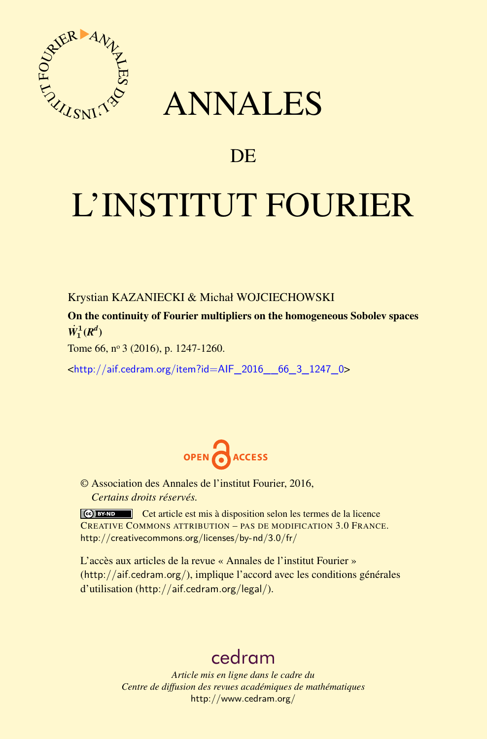# ANNALES

# DE

# L'INSTITUT FOURIER

Krystian KAZANIECKI & Michał WOJCIECHOWSKI

**On the continuity of Fourier multipliers on the homogeneous Sobolev spaces $\dot{W}_1^1(\mathbb{R}^d)$**

Tome 66, n° 3 (2016), p. 1247-1260.

<http://aif.cedram.org/item?id=AIF_2016__66_3_1247_0>

OPEN ACCESS

© Association des Annales de l'institut Fourier, 2016,
*Certains droits réservés.*

Cet article est mis à disposition selon les termes de la licence CREATIVE COMMONS ATTRIBUTION – PAS DE MODIFICATION 3.0 FRANCE.
http://creativecommons.org/licenses/by-nd/3.0/fr/

L'accès aux articles de la revue « Annales de l'institut Fourier » (http://aif.cedram.org/), implique l'accord avec les conditions générales d'utilisation (http://aif.cedram.org/legal/).

cedram

*Article mis en ligne dans le cadre du*
*Centre de diffusion des revues académiques de mathématiques*
http://www.cedram.org/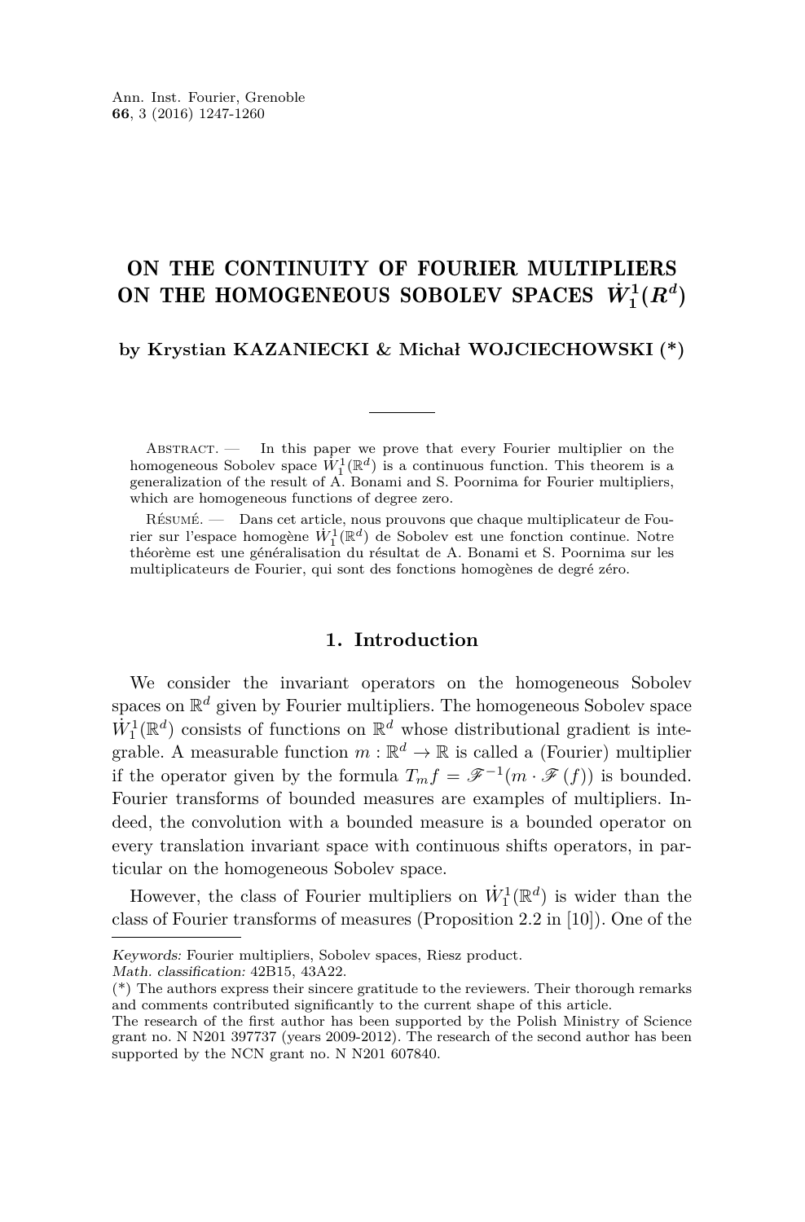# ON THE CONTINUITY OF FOURIER MULTIPLIERS ON THE HOMOGENEOUS SOBOLEV SPACES $\dot{W}_1^1(R^d)$

**by Krystian KAZANIECKI & Michał WOJCIECHOWSKI (*)**

Abstract. — In this paper we prove that every Fourier multiplier on the homogeneous Sobolev space $\dot{W}_1^1(\mathbb{R}^d)$ is a continuous function. This theorem is a generalization of the result of A. Bonami and S. Poornima for Fourier multipliers, which are homogeneous functions of degree zero.

Résumé. — Dans cet article, nous prouvons que chaque multiplicateur de Fourier sur l'espace homogène $\dot{W}_1^1(\mathbb{R}^d)$ de Sobolev est une fonction continue. Notre théorème est une généralisation du résultat de A. Bonami et S. Poornima sur les multiplicateurs de Fourier, qui sont des fonctions homogènes de degré zéro.

## 1. Introduction

We consider the invariant operators on the homogeneous Sobolev spaces on $\mathbb{R}^d$ given by Fourier multipliers. The homogeneous Sobolev space $\dot{W}_1^1(\mathbb{R}^d)$ consists of functions on $\mathbb{R}^d$ whose distributional gradient is integrable. A measurable function $m : \mathbb{R}^d \to \mathbb{R}$ is called a (Fourier) multiplier if the operator given by the formula $T_m f = \mathscr{F}^{-1}(m \cdot \mathscr{F}(f))$ is bounded. Fourier transforms of bounded measures are examples of multipliers. Indeed, the convolution with a bounded measure is a bounded operator on every translation invariant space with continuous shifts operators, in particular on the homogeneous Sobolev space.

However, the class of Fourier multipliers on $\dot{W}_1^1(\mathbb{R}^d)$ is wider than the class of Fourier transforms of measures (Proposition 2.2 in [10]). One of the

*Keywords:* Fourier multipliers, Sobolev spaces, Riesz product.
*Math. classification:* 42B15, 43A22.
(*) The authors express their sincere gratitude to the reviewers. Their thorough remarks and comments contributed significantly to the current shape of this article.
The research of the first author has been supported by the Polish Ministry of Science grant no. N N201 397737 (years 2009-2012). The research of the second author has been supported by the NCN grant no. N N201 607840.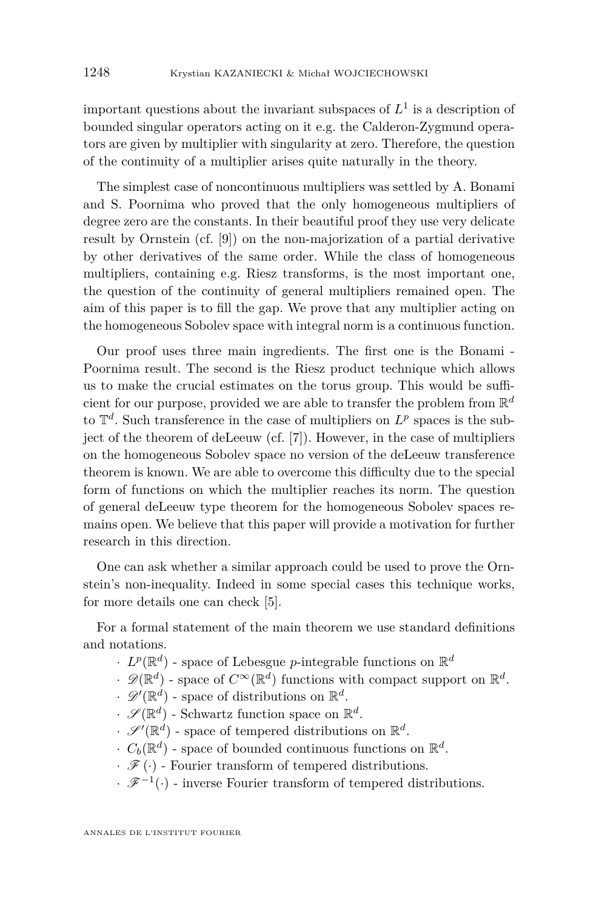important questions about the invariant subspaces of $L^1$ is a description of bounded singular operators acting on it e.g. the Calderon-Zygmund operators are given by multiplier with singularity at zero. Therefore, the question of the continuity of a multiplier arises quite naturally in the theory.

The simplest case of noncontinuous multipliers was settled by A. Bonami and S. Poornima who proved that the only homogeneous multipliers of degree zero are the constants. In their beautiful proof they use very delicate result by Ornstein (cf. [9]) on the non-majorization of a partial derivative by other derivatives of the same order. While the class of homogeneous multipliers, containing e.g. Riesz transforms, is the most important one, the question of the continuity of general multipliers remained open. The aim of this paper is to fill the gap. We prove that any multiplier acting on the homogeneous Sobolev space with integral norm is a continuous function.

Our proof uses three main ingredients. The first one is the Bonami - Poornima result. The second is the Riesz product technique which allows us to make the crucial estimates on the torus group. This would be sufficient for our purpose, provided we are able to transfer the problem from $\mathbb{R}^d$ to $\mathbb{T}^d$. Such transference in the case of multipliers on $L^p$ spaces is the subject of the theorem of deLeeuw (cf. [7]). However, in the case of multipliers on the homogeneous Sobolev space no version of the deLeeuw transference theorem is known. We are able to overcome this difficulty due to the special form of functions on which the multiplier reaches its norm. The question of general deLeeuw type theorem for the homogeneous Sobolev spaces remains open. We believe that this paper will provide a motivation for further research in this direction.

One can ask whether a similar approach could be used to prove the Ornstein's non-inequality. Indeed in some special cases this technique works, for more details one can check [5].

For a formal statement of the main theorem we use standard definitions and notations.

- $L^p(\mathbb{R}^d)$ - space of Lebesgue $p$-integrable functions on $\mathbb{R}^d$
- $\mathscr{D}(\mathbb{R}^d)$ - space of $C^\infty(\mathbb{R}^d)$ functions with compact support on $\mathbb{R}^d$.
- $\mathscr{D}'(\mathbb{R}^d)$ - space of distributions on $\mathbb{R}^d$.
- $\mathscr{S}(\mathbb{R}^d)$ - Schwartz function space on $\mathbb{R}^d$.
- $\mathscr{S}'(\mathbb{R}^d)$ - space of tempered distributions on $\mathbb{R}^d$.
- $C_b(\mathbb{R}^d)$ - space of bounded continuous functions on $\mathbb{R}^d$.
- $\mathscr{F}(\cdot)$ - Fourier transform of tempered distributions.
- $\mathscr{F}^{-1}(\cdot)$ - inverse Fourier transform of tempered distributions.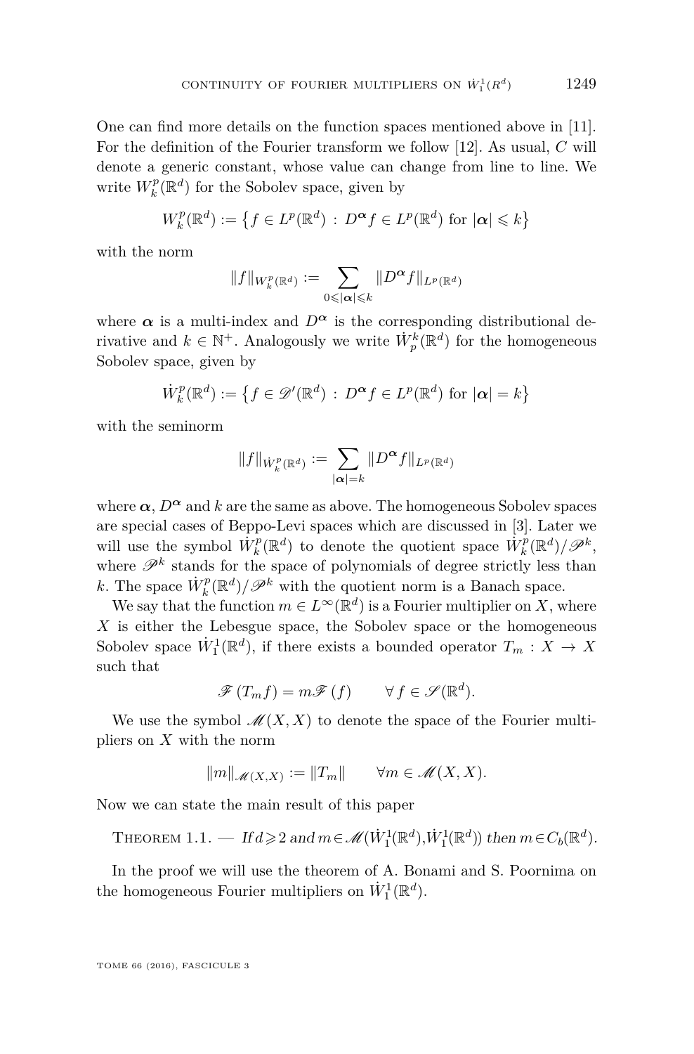One can find more details on the function spaces mentioned above in [11]. For the definition of the Fourier transform we follow [12]. As usual, $C$ will denote a generic constant, whose value can change from line to line. We write $W_k^p(\mathbb{R}^d)$ for the Sobolev space, given by

$$W_k^p(\mathbb{R}^d) := \left\{ f \in L^p(\mathbb{R}^d) \, : \, D^{\boldsymbol{\alpha}} f \in L^p(\mathbb{R}^d) \text{ for } |\boldsymbol{\alpha}| \leqslant k \right\}$$

with the norm

$$\|f\|_{W_k^p(\mathbb{R}^d)} := \sum_{0 \leqslant |\boldsymbol{\alpha}| \leqslant k} \|D^{\boldsymbol{\alpha}} f\|_{L^p(\mathbb{R}^d)}$$

where $\boldsymbol{\alpha}$ is a multi-index and $D^{\boldsymbol{\alpha}}$ is the corresponding distributional derivative and $k \in \mathbb{N}^+$. Analogously we write $\dot{W}_p^k(\mathbb{R}^d)$ for the homogeneous Sobolev space, given by

$$\dot{W}_k^p(\mathbb{R}^d) := \left\{ f \in \mathscr{D}'(\mathbb{R}^d) \, : \, D^{\boldsymbol{\alpha}} f \in L^p(\mathbb{R}^d) \text{ for } |\boldsymbol{\alpha}| = k \right\}$$

with the seminorm

$$\|f\|_{\dot{W}_k^p(\mathbb{R}^d)} := \sum_{|\boldsymbol{\alpha}| = k} \|D^{\boldsymbol{\alpha}} f\|_{L^p(\mathbb{R}^d)}$$

where $\boldsymbol{\alpha}$, $D^{\boldsymbol{\alpha}}$ and $k$ are the same as above. The homogeneous Sobolev spaces are special cases of Beppo-Levi spaces which are discussed in [3]. Later we will use the symbol $\dot{W}_k^p(\mathbb{R}^d)$ to denote the quotient space $\dot{W}_k^p(\mathbb{R}^d)/\mathscr{P}^k$, where $\mathscr{P}^k$ stands for the space of polynomials of degree strictly less than $k$. The space $\dot{W}_k^p(\mathbb{R}^d)/\mathscr{P}^k$ with the quotient norm is a Banach space.

We say that the function $m \in L^\infty(\mathbb{R}^d)$ is a Fourier multiplier on $X$, where $X$ is either the Lebesgue space, the Sobolev space or the homogeneous Sobolev space $\dot{W}_1^1(\mathbb{R}^d)$, if there exists a bounded operator $T_m : X \to X$ such that

$$\mathscr{F}(T_m f) = m \mathscr{F}(f) \qquad \forall\, f \in \mathscr{S}(\mathbb{R}^d).$$

We use the symbol $\mathscr{M}(X, X)$ to denote the space of the Fourier multipliers on $X$ with the norm

$$\|m\|_{\mathscr{M}(X,X)} := \|T_m\| \qquad \forall m \in \mathscr{M}(X, X).$$

Now we can state the main result of this paper

Theorem 1.1. — *If $d \geqslant 2$ and $m \in \mathscr{M}(\dot{W}_1^1(\mathbb{R}^d), \dot{W}_1^1(\mathbb{R}^d))$ then $m \in C_b(\mathbb{R}^d)$.*

In the proof we will use the theorem of A. Bonami and S. Poornima on the homogeneous Fourier multipliers on $\dot{W}_1^1(\mathbb{R}^d)$.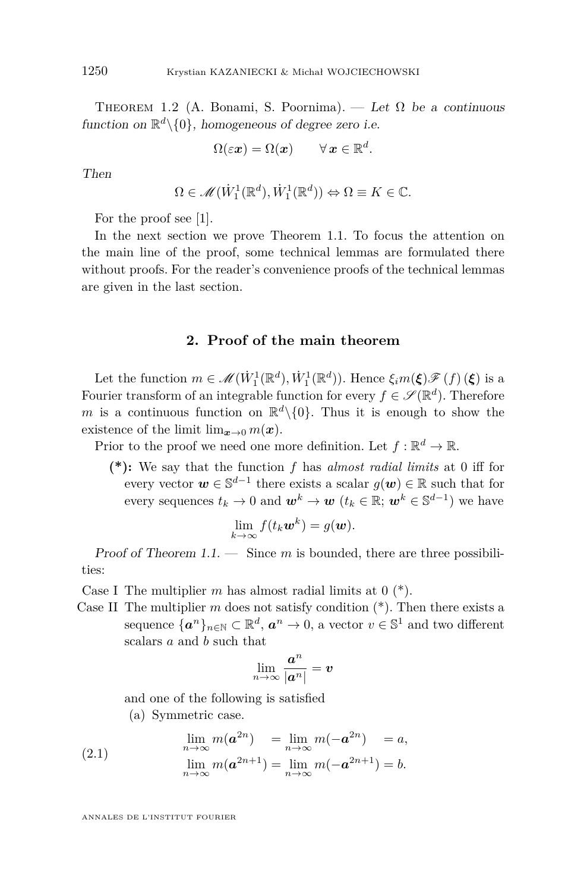Theorem 1.2 (A. Bonami, S. Poornima). — *Let $\Omega$ be a continuous function on $\mathbb{R}^d\backslash\{0\}$, homogeneous of degree zero i.e.*

$$\Omega(\varepsilon \boldsymbol{x}) = \Omega(\boldsymbol{x}) \qquad \forall\, \boldsymbol{x} \in \mathbb{R}^d.$$

*Then*

$$\Omega \in \mathscr{M}(\dot{W}_1^1(\mathbb{R}^d), \dot{W}_1^1(\mathbb{R}^d)) \Leftrightarrow \Omega \equiv K \in \mathbb{C}.$$

For the proof see [1].

In the next section we prove Theorem 1.1. To focus the attention on the main line of the proof, some technical lemmas are formulated there without proofs. For the reader's convenience proofs of the technical lemmas are given in the last section.

## 2. Proof of the main theorem

Let the function $m \in \mathscr{M}(\dot{W}_1^1(\mathbb{R}^d), \dot{W}_1^1(\mathbb{R}^d))$. Hence $\xi_i m(\boldsymbol{\xi}) \mathscr{F}(f)(\boldsymbol{\xi})$ is a Fourier transform of an integrable function for every $f \in \mathscr{S}(\mathbb{R}^d)$. Therefore $m$ is a continuous function on $\mathbb{R}^d\backslash\{0\}$. Thus it is enough to show the existence of the limit $\lim_{\boldsymbol{x}\to 0} m(\boldsymbol{x})$.

Prior to the proof we need one more definition. Let $f : \mathbb{R}^d \to \mathbb{R}$.

- **(\*):** We say that the function $f$ has *almost radial limits* at 0 iff for every vector $\boldsymbol{w} \in \mathbb{S}^{d-1}$ there exists a scalar $g(\boldsymbol{w}) \in \mathbb{R}$ such that for every sequences $t_k \to 0$ and $\boldsymbol{w}^k \to \boldsymbol{w}$ ($t_k \in \mathbb{R}$; $\boldsymbol{w}^k \in \mathbb{S}^{d-1}$) we have

$$\lim_{k\to\infty} f(t_k \boldsymbol{w}^k) = g(\boldsymbol{w}).$$

*Proof of Theorem 1.1.* — Since $m$ is bounded, there are three possibilities:

Case I The multiplier $m$ has almost radial limits at 0 (\*).

Case II The multiplier $m$ does not satisfy condition (\*). Then there exists a sequence $\{\boldsymbol{a}^n\}_{n\in\mathbb{N}} \subset \mathbb{R}^d$, $\boldsymbol{a}^n \to 0$, a vector $v \in \mathbb{S}^1$ and two different scalars $a$ and $b$ such that

$$\lim_{n\to\infty} \frac{\boldsymbol{a}^n}{|\boldsymbol{a}^n|} = \boldsymbol{v}$$

and one of the following is satisfied

(a) Symmetric case.

$$\begin{aligned} \lim_{n\to\infty} m(\boldsymbol{a}^{2n}) \quad &= \lim_{n\to\infty} m(-\boldsymbol{a}^{2n}) \quad = a, \\ \lim_{n\to\infty} m(\boldsymbol{a}^{2n+1}) &= \lim_{n\to\infty} m(-\boldsymbol{a}^{2n+1}) = b. \end{aligned} \tag{2.1}$$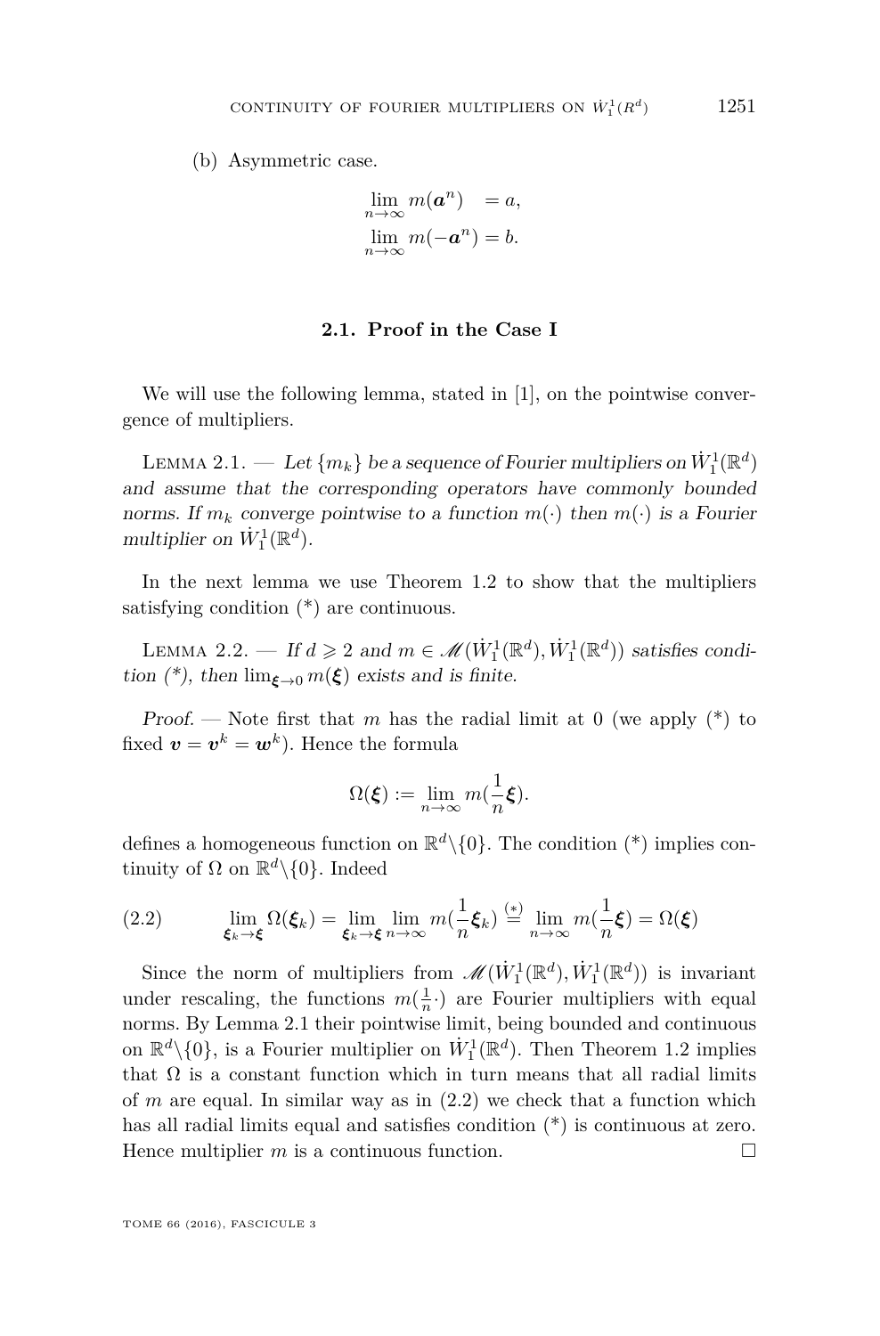(b) Asymmetric case.

$$\lim_{n\to\infty} m(\boldsymbol{a}^n) \quad = a,$$
$$\lim_{n\to\infty} m(-\boldsymbol{a}^n) = b.$$

## 2.1. Proof in the Case I

We will use the following lemma, stated in [1], on the pointwise convergence of multipliers.

Lemma 2.1. — *Let $\{m_k\}$ be a sequence of Fourier multipliers on $\dot{W}_1^1(\mathbb{R}^d)$ and assume that the corresponding operators have commonly bounded norms. If $m_k$ converge pointwise to a function $m(\cdot)$ then $m(\cdot)$ is a Fourier multiplier on $\dot{W}_1^1(\mathbb{R}^d)$.*

In the next lemma we use Theorem 1.2 to show that the multipliers satisfying condition (*) are continuous.

Lemma 2.2. — *If $d \geqslant 2$ and $m \in \mathscr{M}(\dot{W}_1^1(\mathbb{R}^d), \dot{W}_1^1(\mathbb{R}^d))$ satisfies condition (*), then $\lim_{\boldsymbol{\xi}\to 0} m(\boldsymbol{\xi})$ exists and is finite.*

*Proof.* — Note first that $m$ has the radial limit at 0 (we apply (*) to fixed $\boldsymbol{v} = \boldsymbol{v}^k = \boldsymbol{w}^k$). Hence the formula

$$\Omega(\boldsymbol{\xi}) := \lim_{n\to\infty} m(\frac{1}{n}\boldsymbol{\xi}).$$

defines a homogeneous function on $\mathbb{R}^d \backslash \{0\}$. The condition (*) implies continuity of $\Omega$ on $\mathbb{R}^d \backslash \{0\}$. Indeed

$$\lim_{\boldsymbol{\xi}_k\to\boldsymbol{\xi}} \Omega(\boldsymbol{\xi}_k) = \lim_{\boldsymbol{\xi}_k\to\boldsymbol{\xi}} \lim_{n\to\infty} m(\frac{1}{n}\boldsymbol{\xi}_k) \stackrel{(*)}{=} \lim_{n\to\infty} m(\frac{1}{n}\boldsymbol{\xi}) = \Omega(\boldsymbol{\xi}) \tag{2.2}$$

Since the norm of multipliers from $\mathscr{M}(\dot{W}_1^1(\mathbb{R}^d), \dot{W}_1^1(\mathbb{R}^d))$ is invariant under rescaling, the functions $m(\frac{1}{n}\cdot)$ are Fourier multipliers with equal norms. By Lemma 2.1 their pointwise limit, being bounded and continuous on $\mathbb{R}^d \backslash \{0\}$, is a Fourier multiplier on $\dot{W}_1^1(\mathbb{R}^d)$. Then Theorem 1.2 implies that $\Omega$ is a constant function which in turn means that all radial limits of $m$ are equal. In similar way as in (2.2) we check that a function which has all radial limits equal and satisfies condition (*) is continuous at zero. Hence multiplier $m$ is a continuous function. □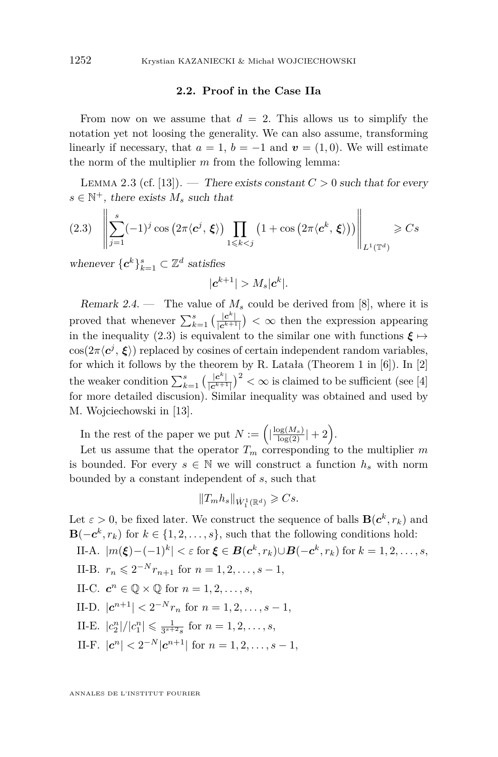### 2.2. Proof in the Case IIa

From now on we assume that $d = 2$. This allows us to simplify the notation yet not loosing the generality. We can also assume, transforming linearly if necessary, that $a = 1$, $b = -1$ and $\boldsymbol{v} = (1, 0)$. We will estimate the norm of the multiplier $m$ from the following lemma:

Lemma 2.3 (cf. [13]). — *There exists constant $C > 0$ such that for every $s \in \mathbb{N}^+$, there exists $M_s$ such that*

$$\left\| \sum_{j=1}^{s} (-1)^j \cos\left(2\pi\langle \boldsymbol{c}^j, \boldsymbol{\xi}\rangle\right) \prod_{1 \leqslant k < j} \left(1 + \cos\left(2\pi\langle \boldsymbol{c}^k, \boldsymbol{\xi}\rangle\right)\right) \right\|_{L^1(\mathbb{T}^d)} \geqslant Cs \tag{2.3}$$

*whenever $\{\boldsymbol{c}^k\}_{k=1}^s \subset \mathbb{Z}^d$ satisfies*

$$|\boldsymbol{c}^{k+1}| > M_s |\boldsymbol{c}^k|.$$

*Remark 2.4.* — The value of $M_s$ could be derived from [8], where it is proved that whenever $\sum_{k=1}^{s} \left(\frac{|\boldsymbol{c}^k|}{|\boldsymbol{c}^{k+1}|}\right) < \infty$ then the expression appearing in the inequality (2.3) is equivalent to the similar one with functions $\boldsymbol{\xi} \mapsto \cos(2\pi\langle \boldsymbol{c}^j, \boldsymbol{\xi}\rangle)$ replaced by cosines of certain independent random variables, for which it follows by the theorem by R. Latała (Theorem 1 in [6]). In [2] the weaker condition $\sum_{k=1}^{s} \left(\frac{|\boldsymbol{c}^k|}{|\boldsymbol{c}^{k+1}|}\right)^2 < \infty$ is claimed to be sufficient (see [4] for more detailed discussion). Similar inequality was obtained and used by M. Wojciechowski in [13].

In the rest of the paper we put $N := \left(\lfloor \frac{\log(M_s)}{\log(2)} \rfloor + 2\right)$.

Let us assume that the operator $T_m$ corresponding to the multiplier $m$ is bounded. For every $s \in \mathbb{N}$ we will construct a function $h_s$ with norm bounded by a constant independent of $s$, such that

$$\|T_m h_s\|_{\dot{W}_1^1(\mathbb{R}^d)} \geqslant Cs.$$

Let $\varepsilon > 0$, be fixed later. We construct the sequence of balls $\mathbf{B}(\boldsymbol{c}^k, r_k)$ and $\mathbf{B}(-\boldsymbol{c}^k, r_k)$ for $k \in \{1, 2, \ldots, s\}$, such that the following conditions hold:

- II-A. $|m(\boldsymbol{\xi}) - (-1)^k| < \varepsilon$ for $\boldsymbol{\xi} \in \boldsymbol{B}(\boldsymbol{c}^k, r_k) \cup \boldsymbol{B}(-\boldsymbol{c}^k, r_k)$ for $k = 1, 2, \ldots, s$,
- II-B. $r_n \leqslant 2^{-N} r_{n+1}$ for $n = 1, 2, \ldots, s-1$,
- II-C. $\boldsymbol{c}^n \in \mathbb{Q} \times \mathbb{Q}$ for $n = 1, 2, \ldots, s$,
- II-D. $|\boldsymbol{c}^{n+1}| < 2^{-N} r_n$ for $n = 1, 2, \ldots, s-1$,
- II-E. $|c_2^n|/|c_1^n| \leqslant \frac{1}{3^{s+2}s}$ for $n = 1, 2, \ldots, s$,
- II-F. $|\boldsymbol{c}^n| < 2^{-N} |\boldsymbol{c}^{n+1}|$ for $n = 1, 2, \ldots, s-1$,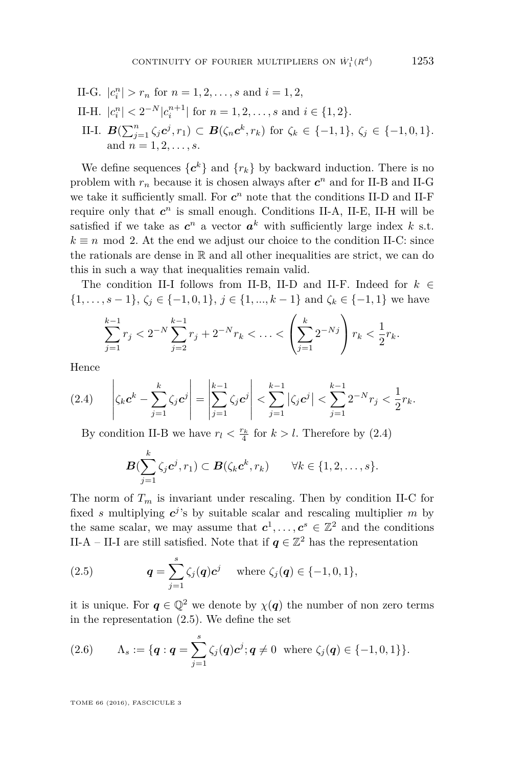II-G. $|c_i^n| > r_n$ for $n = 1, 2, \ldots, s$ and $i = 1, 2$,

II-H. $|c_i^n| < 2^{-N}|c_i^{n+1}|$ for $n = 1, 2, \ldots, s$ and $i \in \{1, 2\}$.

II-I. $\boldsymbol{B}(\sum_{j=1}^n \zeta_j \boldsymbol{c}^j, r_1) \subset \boldsymbol{B}(\zeta_n \boldsymbol{c}^k, r_k)$ for $\zeta_k \in \{-1, 1\}$, $\zeta_j \in \{-1, 0, 1\}$. and $n = 1, 2, \ldots, s$.

We define sequences $\{\boldsymbol{c}^k\}$ and $\{r_k\}$ by backward induction. There is no problem with $r_n$ because it is chosen always after $\boldsymbol{c}^n$ and for II-B and II-G we take it sufficiently small. For $\boldsymbol{c}^n$ note that the conditions II-D and II-F require only that $\boldsymbol{c}^n$ is small enough. Conditions II-A, II-E, II-H will be satisfied if we take as $\boldsymbol{c}^n$ a vector $\boldsymbol{a}^k$ with sufficiently large index $k$ s.t. $k \equiv n \mod 2$. At the end we adjust our choice to the condition II-C: since the rationals are dense in $\mathbb{R}$ and all other inequalities are strict, we can do this in such a way that inequalities remain valid.

The condition II-I follows from II-B, II-D and II-F. Indeed for $k \in \{1, \ldots, s-1\}$, $\zeta_j \in \{-1, 0, 1\}$, $j \in \{1, ..., k-1\}$ and $\zeta_k \in \{-1, 1\}$ we have

$$\sum_{j=1}^{k-1} r_j < 2^{-N} \sum_{j=2}^{k-1} r_j + 2^{-N} r_k < \ldots < \left( \sum_{j=1}^{k} 2^{-Nj} \right) r_k < \frac{1}{2} r_k.$$

Hence

$$\left| \zeta_k \boldsymbol{c}^k - \sum_{j=1}^{k} \zeta_j \boldsymbol{c}^j \right| = \left| \sum_{j=1}^{k-1} \zeta_j \boldsymbol{c}^j \right| < \sum_{j=1}^{k-1} \left| \zeta_j \boldsymbol{c}^j \right| < \sum_{j=1}^{k-1} 2^{-N} r_j < \frac{1}{2} r_k. \tag{2.4}$$

By condition II-B we have $r_l < \frac{r_k}{4}$ for $k > l$. Therefore by (2.4)

$$\boldsymbol{B}(\sum_{j=1}^{k} \zeta_j \boldsymbol{c}^j, r_1) \subset \boldsymbol{B}(\zeta_k \boldsymbol{c}^k, r_k) \qquad \forall k \in \{1, 2, \ldots, s\}.$$

The norm of $T_m$ is invariant under rescaling. Then by condition II-C for fixed $s$ multiplying $\boldsymbol{c}^j$'s by suitable scalar and rescaling multiplier $m$ by the same scalar, we may assume that $\boldsymbol{c}^1, \ldots, \boldsymbol{c}^s \in \mathbb{Z}^2$ and the conditions II-A – II-I are still satisfied. Note that if $\boldsymbol{q} \in \mathbb{Z}^2$ has the representation

$$\boldsymbol{q} = \sum_{j=1}^{s} \zeta_j(\boldsymbol{q}) \boldsymbol{c}^j \quad \text{ where } \zeta_j(\boldsymbol{q}) \in \{-1, 0, 1\}, \tag{2.5}$$

it is unique. For $\boldsymbol{q} \in \mathbb{Q}^2$ we denote by $\chi(\boldsymbol{q})$ the number of non zero terms in the representation (2.5). We define the set

$$\Lambda_s := \{\boldsymbol{q} : \boldsymbol{q} = \sum_{j=1}^{s} \zeta_j(\boldsymbol{q}) \boldsymbol{c}^j; \boldsymbol{q} \neq 0 \ \text{ where } \zeta_j(\boldsymbol{q}) \in \{-1, 0, 1\}\}. \tag{2.6}$$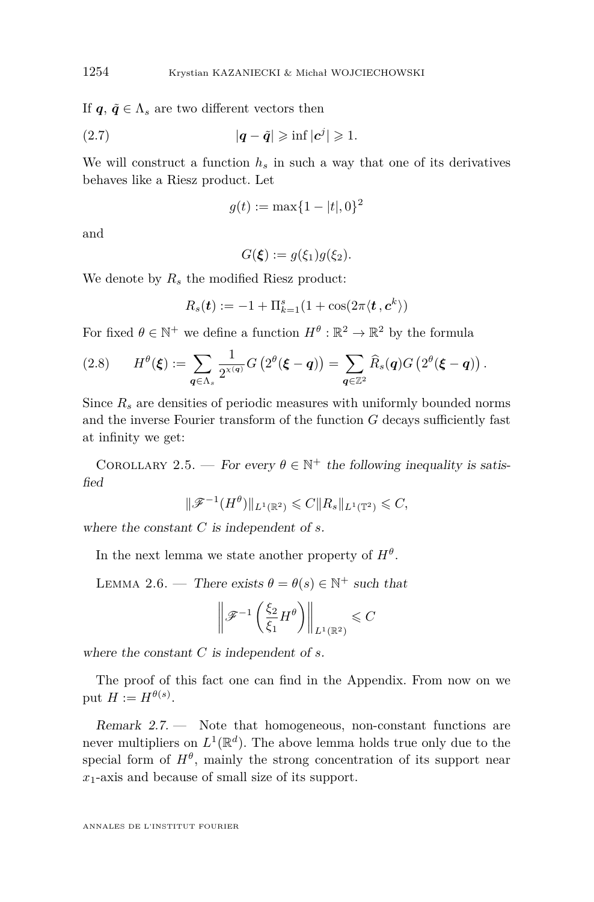If $\boldsymbol{q}$, $\tilde{\boldsymbol{q}} \in \Lambda_s$ are two different vectors then

$$|\boldsymbol{q} - \tilde{\boldsymbol{q}}| \geqslant \inf |\boldsymbol{c}^j| \geqslant 1. \tag{2.7}$$

We will construct a function $h_s$ in such a way that one of its derivatives behaves like a Riesz product. Let

$$g(t) := \max\{1 - |t|, 0\}^2$$

and

$$G(\boldsymbol{\xi}) := g(\xi_1)g(\xi_2).$$

We denote by $R_s$ the modified Riesz product:

$$R_s(\boldsymbol{t}) := -1 + \Pi_{k=1}^{s}(1 + \cos(2\pi\langle \boldsymbol{t}, \boldsymbol{c}^k\rangle))$$

For fixed $\theta \in \mathbb{N}^+$ we define a function $H^\theta : \mathbb{R}^2 \to \mathbb{R}^2$ by the formula

$$H^\theta(\boldsymbol{\xi}) := \sum_{\boldsymbol{q}\in\Lambda_s} \frac{1}{2^{\chi(\boldsymbol{q})}} G\left(2^\theta(\boldsymbol{\xi} - \boldsymbol{q})\right) = \sum_{\boldsymbol{q}\in\mathbb{Z}^2} \widehat{R}_s(\boldsymbol{q}) G\left(2^\theta(\boldsymbol{\xi} - \boldsymbol{q})\right). \tag{2.8}$$

Since $R_s$ are densities of periodic measures with uniformly bounded norms and the inverse Fourier transform of the function $G$ decays sufficiently fast at infinity we get:

Corollary 2.5. — *For every $\theta \in \mathbb{N}^+$ the following inequality is satisfied*

$$\|\mathscr{F}^{-1}(H^\theta)\|_{L^1(\mathbb{R}^2)} \leqslant C\|R_s\|_{L^1(\mathbb{T}^2)} \leqslant C,$$

*where the constant $C$ is independent of $s$.*

In the next lemma we state another property of $H^\theta$.

Lemma 2.6. — *There exists $\theta = \theta(s) \in \mathbb{N}^+$ such that*

$$\left\|\mathscr{F}^{-1}\left(\frac{\xi_2}{\xi_1} H^\theta\right)\right\|_{L^1(\mathbb{R}^2)} \leqslant C$$

*where the constant $C$ is independent of $s$.*

The proof of this fact one can find in the Appendix. From now on we put $H := H^{\theta(s)}$.

*Remark 2.7.* — Note that homogeneous, non-constant functions are never multipliers on $L^1(\mathbb{R}^d)$. The above lemma holds true only due to the special form of $H^\theta$, mainly the strong concentration of its support near $x_1$-axis and because of small size of its support.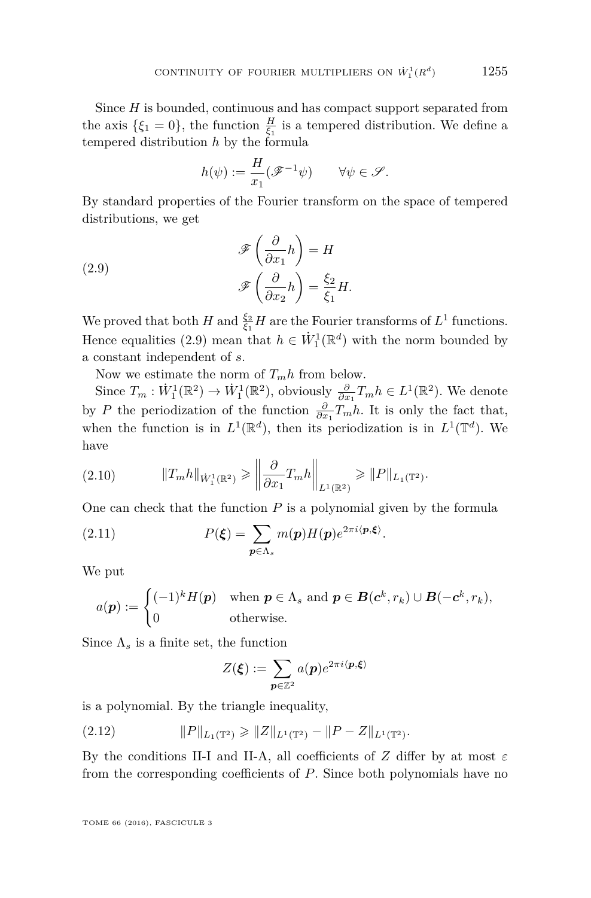Since $H$ is bounded, continuous and has compact support separated from the axis $\{\xi_1 = 0\}$, the function $\frac{H}{\xi_1}$ is a tempered distribution. We define a tempered distribution $h$ by the formula

$$h(\psi) := \frac{H}{x_1}(\mathscr{F}^{-1}\psi) \qquad \forall \psi \in \mathscr{S}.$$

By standard properties of the Fourier transform on the space of tempered distributions, we get

$$\begin{aligned} \mathscr{F}\left(\frac{\partial}{\partial x_1} h\right) &= H \\ \mathscr{F}\left(\frac{\partial}{\partial x_2} h\right) &= \frac{\xi_2}{\xi_1} H. \end{aligned} \tag{2.9}$$

We proved that both $H$ and $\frac{\xi_2}{\xi_1}H$ are the Fourier transforms of $L^1$ functions. Hence equalities (2.9) mean that $h \in \dot{W}_1^1(\mathbb{R}^d)$ with the norm bounded by a constant independent of $s$.

Now we estimate the norm of $T_m h$ from below.

Since $T_m : \dot{W}_1^1(\mathbb{R}^2) \to \dot{W}_1^1(\mathbb{R}^2)$, obviously $\frac{\partial}{\partial x_1} T_m h \in L^1(\mathbb{R}^2)$. We denote by $P$ the periodization of the function $\frac{\partial}{\partial x_1} T_m h$. It is only the fact that, when the function is in $L^1(\mathbb{R}^d)$, then its periodization is in $L^1(\mathbb{T}^d)$. We have

$$\|T_m h\|_{\dot{W}_1^1(\mathbb{R}^2)} \geqslant \left\| \frac{\partial}{\partial x_1} T_m h \right\|_{L^1(\mathbb{R}^2)} \geqslant \|P\|_{L_1(\mathbb{T}^2)}. \tag{2.10}$$

One can check that the function $P$ is a polynomial given by the formula

$$P(\boldsymbol{\xi}) = \sum_{\boldsymbol{p} \in \Lambda_s} m(\boldsymbol{p}) H(\boldsymbol{p}) e^{2\pi i \langle \boldsymbol{p}, \boldsymbol{\xi} \rangle}. \tag{2.11}$$

We put

$$a(\boldsymbol{p}) := \begin{cases} (-1)^k H(\boldsymbol{p}) & \text{when } \boldsymbol{p} \in \Lambda_s \text{ and } \boldsymbol{p} \in \boldsymbol{B}(\boldsymbol{c}^k, r_k) \cup \boldsymbol{B}(-\boldsymbol{c}^k, r_k), \\ 0 & \text{otherwise.} \end{cases}$$

Since $\Lambda_s$ is a finite set, the function

$$Z(\boldsymbol{\xi}) := \sum_{\boldsymbol{p} \in \mathbb{Z}^2} a(\boldsymbol{p}) e^{2\pi i \langle \boldsymbol{p}, \boldsymbol{\xi} \rangle}$$

is a polynomial. By the triangle inequality,

$$\|P\|_{L_1(\mathbb{T}^2)} \geqslant \|Z\|_{L^1(\mathbb{T}^2)} - \|P - Z\|_{L^1(\mathbb{T}^2)}. \tag{2.12}$$

By the conditions II-I and II-A, all coefficients of $Z$ differ by at most $\varepsilon$ from the corresponding coefficients of $P$. Since both polynomials have no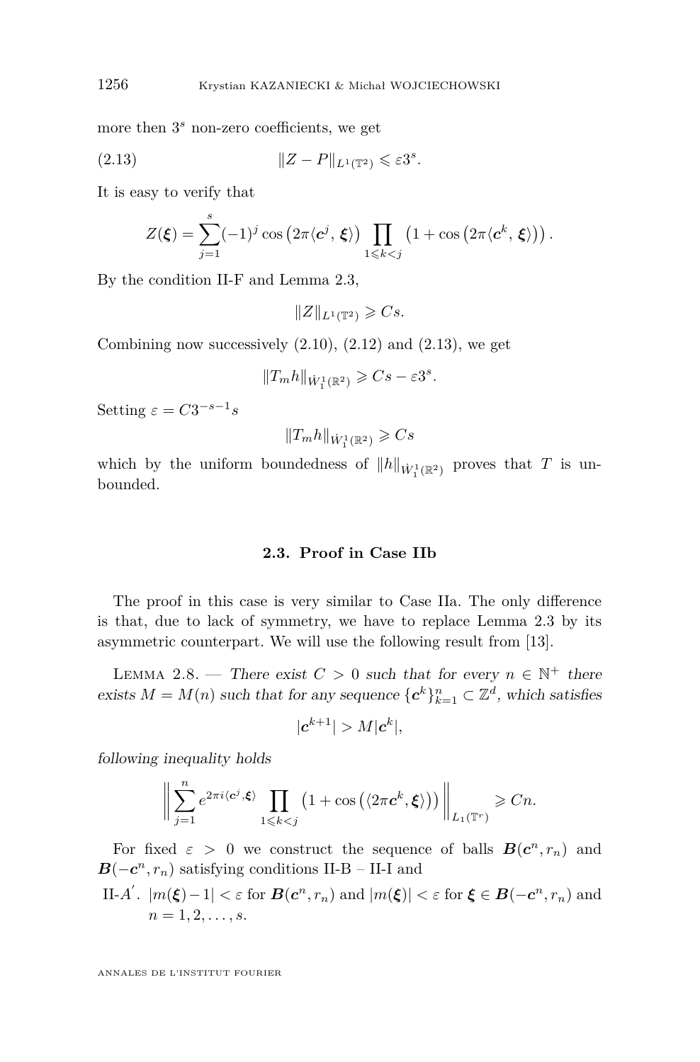more then $3^s$ non-zero coefficients, we get

$$\|Z - P\|_{L^1(\mathbb{T}^2)} \leqslant \varepsilon 3^s. \tag{2.13}$$

It is easy to verify that

$$Z(\boldsymbol{\xi}) = \sum_{j=1}^{s} (-1)^j \cos\left(2\pi\langle \boldsymbol{c}^j, \boldsymbol{\xi}\rangle\right) \prod_{1 \leqslant k < j} \left(1 + \cos\left(2\pi\langle \boldsymbol{c}^k, \boldsymbol{\xi}\rangle\right)\right).$$

By the condition II-F and Lemma 2.3,

$$\|Z\|_{L^1(\mathbb{T}^2)} \geqslant Cs.$$

Combining now successively (2.10), (2.12) and (2.13), we get

$$\|T_m h\|_{\dot{W}_1^1(\mathbb{R}^2)} \geqslant Cs - \varepsilon 3^s.$$

Setting $\varepsilon = C 3^{-s-1} s$

$$\|T_m h\|_{\dot{W}_1^1(\mathbb{R}^2)} \geqslant Cs$$

which by the uniform boundedness of $\|h\|_{\dot{W}_1^1(\mathbb{R}^2)}$ proves that $T$ is unbounded.

## 2.3. Proof in Case IIb

The proof in this case is very similar to Case IIa. The only difference is that, due to lack of symmetry, we have to replace Lemma 2.3 by its asymmetric counterpart. We will use the following result from [13].

Lemma 2.8. — *There exist $C > 0$ such that for every $n \in \mathbb{N}^+$ there exists $M = M(n)$ such that for any sequence $\{\boldsymbol{c}^k\}_{k=1}^n \subset \mathbb{Z}^d$, which satisfies*

$$|\boldsymbol{c}^{k+1}| > M|\boldsymbol{c}^k|,$$

*following inequality holds*

$$\left\| \sum_{j=1}^{n} e^{2\pi i\langle \boldsymbol{c}^j, \boldsymbol{\xi}\rangle} \prod_{1 \leqslant k < j} \left(1 + \cos\left(\langle 2\pi \boldsymbol{c}^k, \boldsymbol{\xi}\rangle\right)\right) \right\|_{L_1(\mathbb{T}^r)} \geqslant Cn.$$

For fixed $\varepsilon > 0$ we construct the sequence of balls $\boldsymbol{B}(\boldsymbol{c}^n, r_n)$ and $\boldsymbol{B}(-\boldsymbol{c}^n, r_n)$ satisfying conditions II-B – II-I and

II-$A'$. $|m(\boldsymbol{\xi}) - 1| < \varepsilon$ for $\boldsymbol{B}(\boldsymbol{c}^n, r_n)$ and $|m(\boldsymbol{\xi})| < \varepsilon$ for $\boldsymbol{\xi} \in \boldsymbol{B}(-\boldsymbol{c}^n, r_n)$ and $n = 1, 2, \ldots, s$.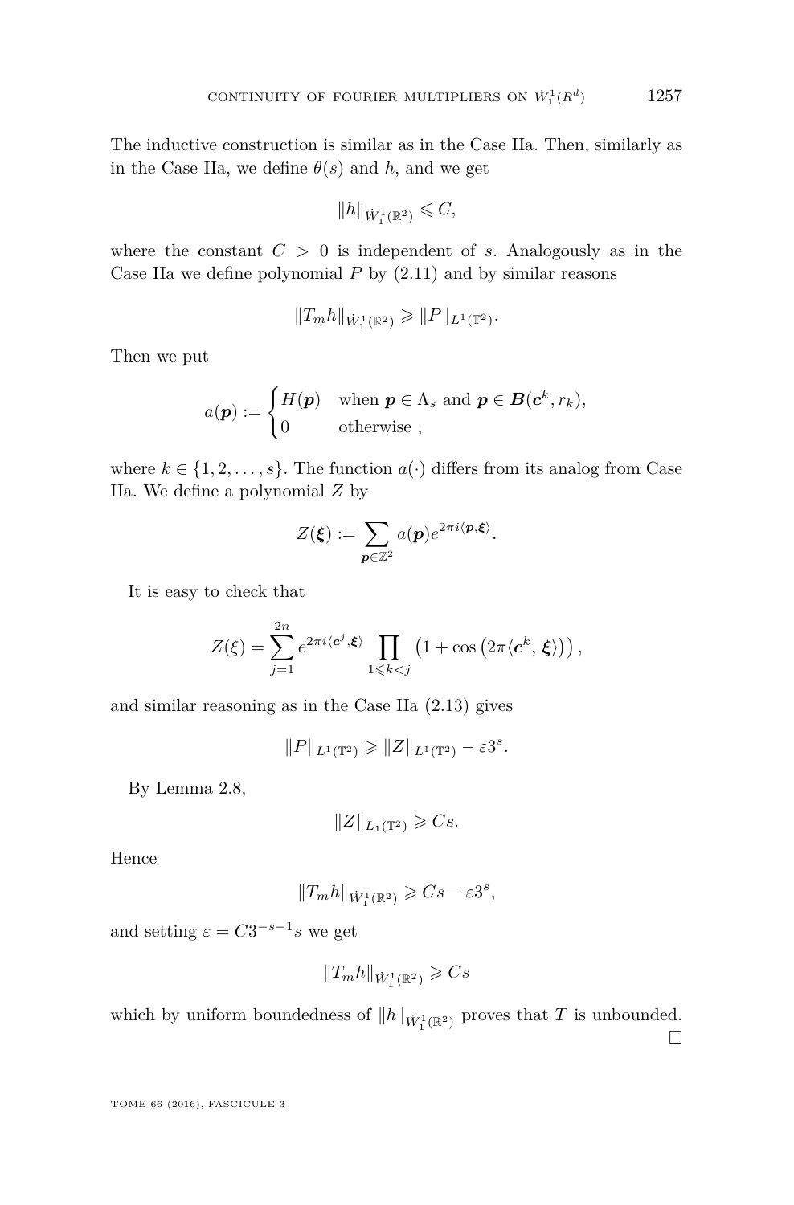The inductive construction is similar as in the Case IIa. Then, similarly as in the Case IIa, we define $\theta(s)$ and $h$, and we get

$$\|h\|_{\dot{W}_1^1(\mathbb{R}^2)} \leqslant C,$$

where the constant $C > 0$ is independent of $s$. Analogously as in the Case IIa we define polynomial $P$ by (2.11) and by similar reasons

$$\|T_m h\|_{\dot{W}_1^1(\mathbb{R}^2)} \geqslant \|P\|_{L^1(\mathbb{T}^2)}.$$

Then we put

$$a(\boldsymbol{p}) := \begin{cases} H(\boldsymbol{p}) & \text{when } \boldsymbol{p} \in \Lambda_s \text{ and } \boldsymbol{p} \in \boldsymbol{B}(\boldsymbol{c}^k, r_k), \\ 0 & \text{otherwise ,} \end{cases}$$

where $k \in \{1, 2, \ldots, s\}$. The function $a(\cdot)$ differs from its analog from Case IIa. We define a polynomial $Z$ by

$$Z(\boldsymbol{\xi}) := \sum_{\boldsymbol{p} \in \mathbb{Z}^2} a(\boldsymbol{p}) e^{2\pi i \langle \boldsymbol{p}, \boldsymbol{\xi} \rangle}.$$

It is easy to check that

$$Z(\xi) = \sum_{j=1}^{2n} e^{2\pi i \langle \boldsymbol{c}^j, \boldsymbol{\xi} \rangle} \prod_{1 \leqslant k < j} \left(1 + \cos\left(2\pi \langle \boldsymbol{c}^k, \boldsymbol{\xi} \rangle\right)\right),$$

and similar reasoning as in the Case IIa (2.13) gives

$$\|P\|_{L^1(\mathbb{T}^2)} \geqslant \|Z\|_{L^1(\mathbb{T}^2)} - \varepsilon 3^s.$$

By Lemma 2.8,

$$\|Z\|_{L_1(\mathbb{T}^2)} \geqslant Cs.$$

Hence

$$\|T_m h\|_{\dot{W}_1^1(\mathbb{R}^2)} \geqslant Cs - \varepsilon 3^s,$$

and setting $\varepsilon = C3^{-s-1}s$ we get

$$\|T_m h\|_{\dot{W}_1^1(\mathbb{R}^2)} \geqslant Cs$$

which by uniform boundedness of $\|h\|_{\dot{W}_1^1(\mathbb{R}^2)}$ proves that $T$ is unbounded. □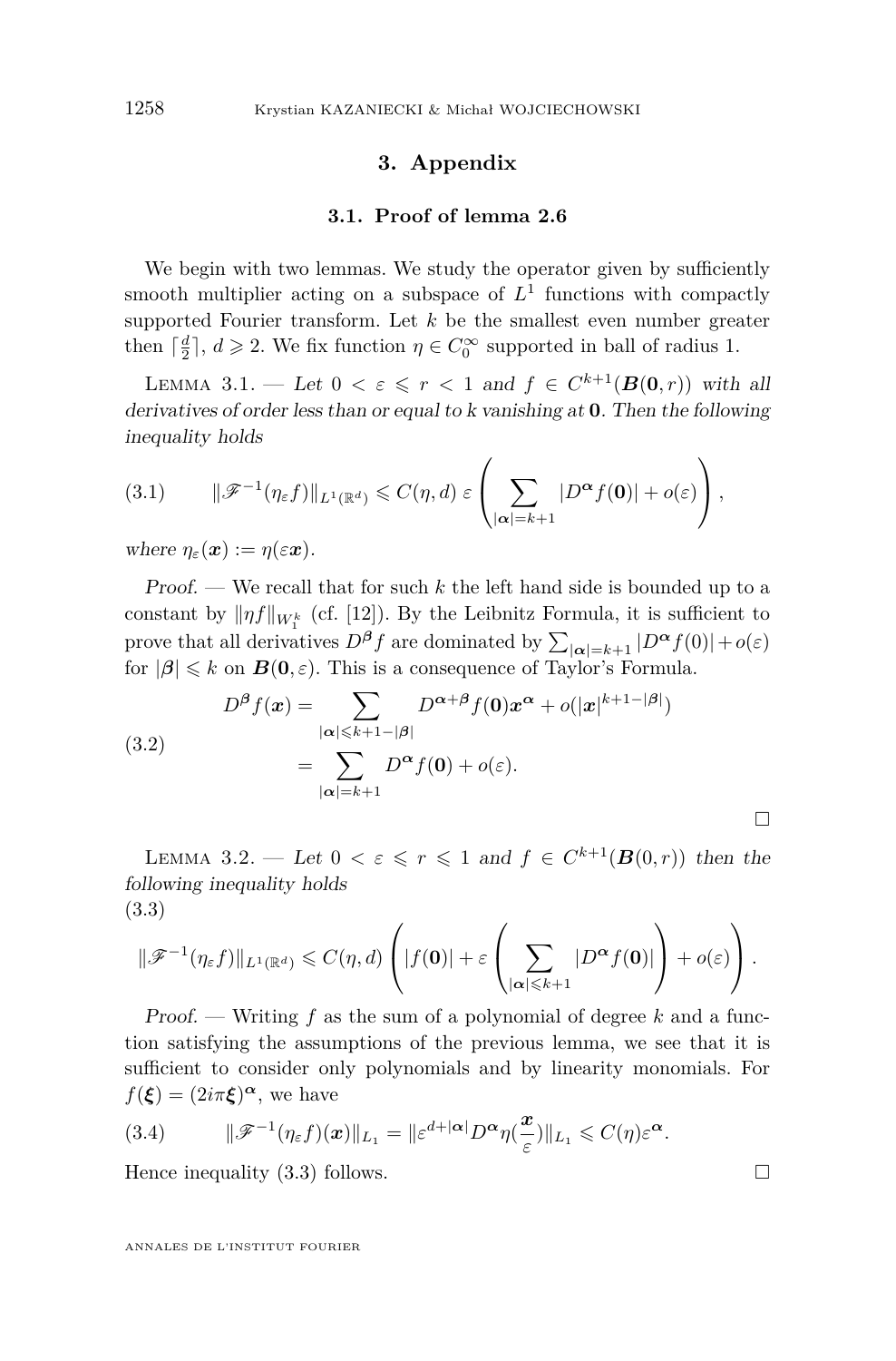## 3. Appendix

### 3.1. Proof of lemma 2.6

We begin with two lemmas. We study the operator given by sufficiently smooth multiplier acting on a subspace of $L^1$ functions with compactly supported Fourier transform. Let $k$ be the smallest even number greater then $\lceil \frac{d}{2} \rceil$, $d \geqslant 2$. We fix function $\eta \in C_0^\infty$ supported in ball of radius 1.

Lemma 3.1. — *Let $0 < \varepsilon \leqslant r < 1$ and $f \in C^{k+1}(\boldsymbol{B}(\boldsymbol{0}, r))$ with all derivatives of order less than or equal to k vanishing at $\boldsymbol{0}$. Then the following inequality holds*

$$\|\mathscr{F}^{-1}(\eta_\varepsilon f)\|_{L^1(\mathbb{R}^d)} \leqslant C(\eta, d)\, \varepsilon \left( \sum_{|\boldsymbol{\alpha}|=k+1} |D^{\boldsymbol{\alpha}} f(\boldsymbol{0})| + o(\varepsilon) \right), \tag{3.1}$$

*where $\eta_\varepsilon(\boldsymbol{x}) := \eta(\varepsilon \boldsymbol{x})$.*

*Proof.* — We recall that for such $k$ the left hand side is bounded up to a constant by $\|\eta f\|_{W_1^k}$ (cf. [12]). By the Leibnitz Formula, it is sufficient to prove that all derivatives $D^{\boldsymbol{\beta}} f$ are dominated by $\sum_{|\boldsymbol{\alpha}|=k+1} |D^{\boldsymbol{\alpha}} f(0)| + o(\varepsilon)$ for $|\boldsymbol{\beta}| \leqslant k$ on $\boldsymbol{B}(\boldsymbol{0}, \varepsilon)$. This is a consequence of Taylor's Formula.

$$\begin{aligned} D^{\boldsymbol{\beta}} f(\boldsymbol{x}) &= \sum_{|\boldsymbol{\alpha}| \leqslant k+1-|\boldsymbol{\beta}|} D^{\boldsymbol{\alpha}+\boldsymbol{\beta}} f(\boldsymbol{0}) \boldsymbol{x}^{\boldsymbol{\alpha}} + o(|\boldsymbol{x}|^{k+1-|\boldsymbol{\beta}|}) \\ &= \sum_{|\boldsymbol{\alpha}|=k+1} D^{\boldsymbol{\alpha}} f(\boldsymbol{0}) + o(\varepsilon). \end{aligned} \tag{3.2}$$

□

Lemma 3.2. — *Let $0 < \varepsilon \leqslant r \leqslant 1$ and $f \in C^{k+1}(\boldsymbol{B}(0, r))$ then the following inequality holds*

$$\|\mathscr{F}^{-1}(\eta_\varepsilon f)\|_{L^1(\mathbb{R}^d)} \leqslant C(\eta, d) \left( |f(\boldsymbol{0})| + \varepsilon \left( \sum_{|\boldsymbol{\alpha}| \leqslant k+1} |D^{\boldsymbol{\alpha}} f(\boldsymbol{0})| \right) + o(\varepsilon) \right). \tag{3.3}$$

*Proof.* — Writing $f$ as the sum of a polynomial of degree $k$ and a function satisfying the assumptions of the previous lemma, we see that it is sufficient to consider only polynomials and by linearity monomials. For $f(\boldsymbol{\xi}) = (2i\pi\boldsymbol{\xi})^{\boldsymbol{\alpha}}$, we have

$$\|\mathscr{F}^{-1}(\eta_\varepsilon f)(\boldsymbol{x})\|_{L_1} = \|\varepsilon^{d+|\boldsymbol{\alpha}|} D^{\boldsymbol{\alpha}} \eta(\frac{\boldsymbol{x}}{\varepsilon})\|_{L_1} \leqslant C(\eta) \varepsilon^{\boldsymbol{\alpha}}. \tag{3.4}$$

Hence inequality (3.3) follows. □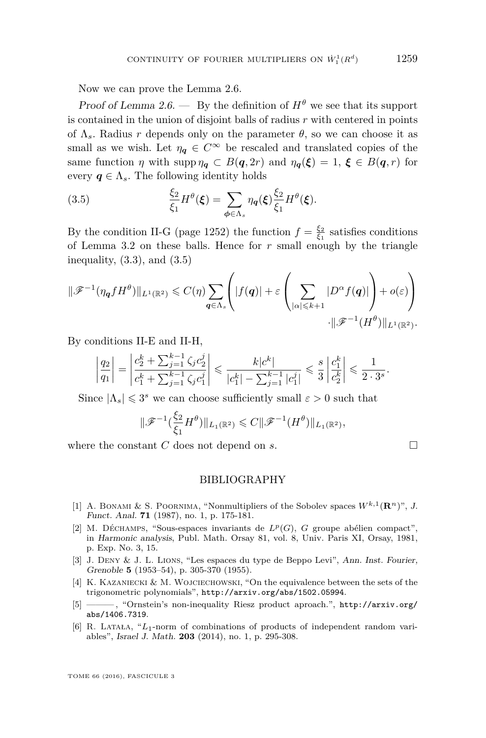Now we can prove the Lemma 2.6.

*Proof of Lemma 2.6.* — By the definition of $H^\theta$ we see that its support is contained in the union of disjoint balls of radius $r$ with centered in points of $\Lambda_s$. Radius $r$ depends only on the parameter $\theta$, so we can choose it as small as we wish. Let $\eta_{\boldsymbol{q}} \in C^\infty$ be rescaled and translated copies of the same function $\eta$ with $\operatorname{supp} \eta_{\boldsymbol{q}} \subset B(\boldsymbol{q}, 2r)$ and $\eta_{\boldsymbol{q}}(\boldsymbol{\xi}) = 1$, $\boldsymbol{\xi} \in B(\boldsymbol{q}, r)$ for every $\boldsymbol{q} \in \Lambda_s$. The following identity holds

$$\frac{\xi_2}{\xi_1} H^\theta(\boldsymbol{\xi}) = \sum_{\boldsymbol{\phi} \in \Lambda_s} \eta_{\boldsymbol{q}}(\boldsymbol{\xi}) \frac{\xi_2}{\xi_1} H^\theta(\boldsymbol{\xi}). \tag{3.5}$$

By the condition II-G (page 1252) the function $f = \frac{\xi_2}{\xi_1}$ satisfies conditions of Lemma 3.2 on these balls. Hence for $r$ small enough by the triangle inequality, (3.3), and (3.5)

$$\|\mathscr{F}^{-1}(\eta_{\boldsymbol{q}} f H^\theta)\|_{L^1(\mathbb{R}^2)} \leqslant C(\eta) \sum_{\boldsymbol{q} \in \Lambda_s} \left( |f(\boldsymbol{q})| + \varepsilon \left( \sum_{|\alpha| \leqslant k+1} |D^\alpha f(\boldsymbol{q})| \right) + o(\varepsilon) \right) \cdot \|\mathscr{F}^{-1}(H^\theta)\|_{L^1(\mathbb{R}^2)}.$$

By conditions II-E and II-H,

$$\left| \frac{q_2}{q_1} \right| = \left| \frac{c_2^k + \sum_{j=1}^{k-1} \zeta_j c_2^j}{c_1^k + \sum_{j=1}^{k-1} \zeta_j c_1^j} \right| \leqslant \frac{k |c^k|}{|c_1^k| - \sum_{j=1}^{k-1} |c_1^j|} \leqslant \frac{s}{3} \left| \frac{c_1^k}{c_2^k} \right| \leqslant \frac{1}{2 \cdot 3^s}.$$

Since $|\Lambda_s| \leqslant 3^s$ we can choose sufficiently small $\varepsilon > 0$ such that

$$\|\mathscr{F}^{-1}(\frac{\xi_2}{\xi_1} H^\theta)\|_{L_1(\mathbb{R}^2)} \leqslant C \|\mathscr{F}^{-1}(H^\theta)\|_{L_1(\mathbb{R}^2)},$$

where the constant $C$ does not depend on $s$. □

## BIBLIOGRAPHY

[1] A. Bonami & S. Poornima, "Nonmultipliers of the Sobolev spaces $W^{k,1}(\mathbf{R}^n)$", *J. Funct. Anal.* **71** (1987), no. 1, p. 175-181.

[2] M. Déchamps, "Sous-espaces invariants de $L^p(G)$, $G$ groupe abélien compact", in *Harmonic analysis*, Publ. Math. Orsay 81, vol. 8, Univ. Paris XI, Orsay, 1981, p. Exp. No. 3, 15.

[3] J. Deny & J. L. Lions, "Les espaces du type de Beppo Levi", *Ann. Inst. Fourier, Grenoble* **5** (1953–54), p. 305-370 (1955).

[4] K. Kazaniecki & M. Wojciechowski, "On the equivalence between the sets of the trigonometric polynomials", http://arxiv.org/abs/1502.05994.

[5] ———, "Ornstein's non-inequality Riesz product aproach.", http://arxiv.org/abs/1406.7319.

[6] R. Latała, "$L_1$-norm of combinations of products of independent random variables", *Israel J. Math.* **203** (2014), no. 1, p. 295-308.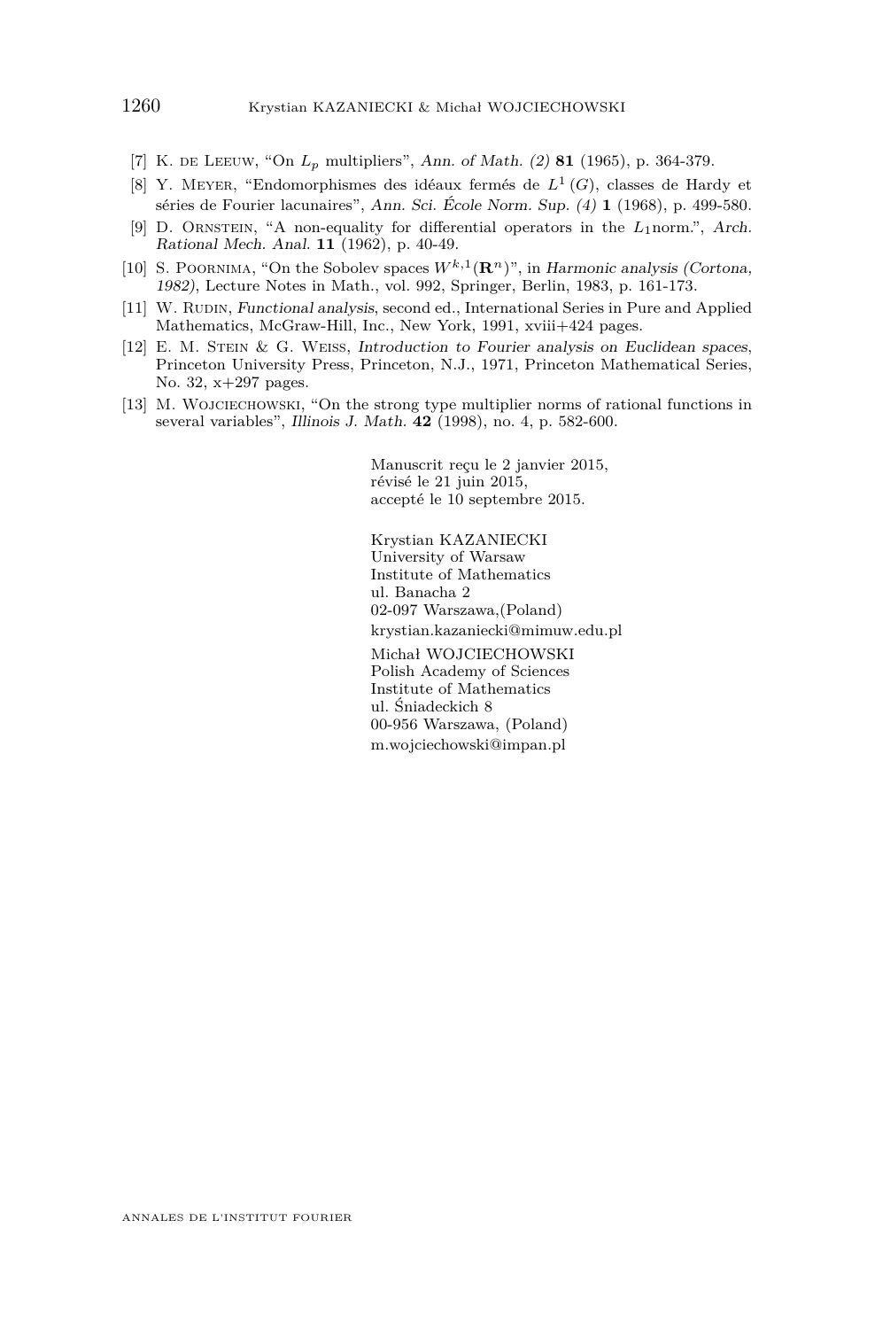[7] K. de Leeuw, "On $L_p$ multipliers", *Ann. of Math. (2)* **81** (1965), p. 364-379.

[8] Y. Meyer, "Endomorphismes des idéaux fermés de $L^1(G)$, classes de Hardy et séries de Fourier lacunaires", *Ann. Sci. École Norm. Sup. (4)* **1** (1968), p. 499-580.

[9] D. Ornstein, "A non-equality for differential operators in the $L_1$norm.", *Arch. Rational Mech. Anal.* **11** (1962), p. 40-49.

[10] S. Poornima, "On the Sobolev spaces $W^{k,1}(\mathbf{R}^n)$", in *Harmonic analysis (Cortona, 1982)*, Lecture Notes in Math., vol. 992, Springer, Berlin, 1983, p. 161-173.

[11] W. Rudin, *Functional analysis*, second ed., International Series in Pure and Applied Mathematics, McGraw-Hill, Inc., New York, 1991, xviii+424 pages.

[12] E. M. Stein & G. Weiss, *Introduction to Fourier analysis on Euclidean spaces*, Princeton University Press, Princeton, N.J., 1971, Princeton Mathematical Series, No. 32, x+297 pages.

[13] M. Wojciechowski, "On the strong type multiplier norms of rational functions in several variables", *Illinois J. Math.* **42** (1998), no. 4, p. 582-600.

Manuscrit reçu le 2 janvier 2015,
révisé le 21 juin 2015,
accepté le 10 septembre 2015.

Krystian KAZANIECKI
University of Warsaw
Institute of Mathematics
ul. Banacha 2
02-097 Warszawa,(Poland)
krystian.kazaniecki@mimuw.edu.pl

Michał WOJCIECHOWSKI
Polish Academy of Sciences
Institute of Mathematics
ul. Śniadeckich 8
00-956 Warszawa, (Poland)
m.wojciechowski@impan.pl